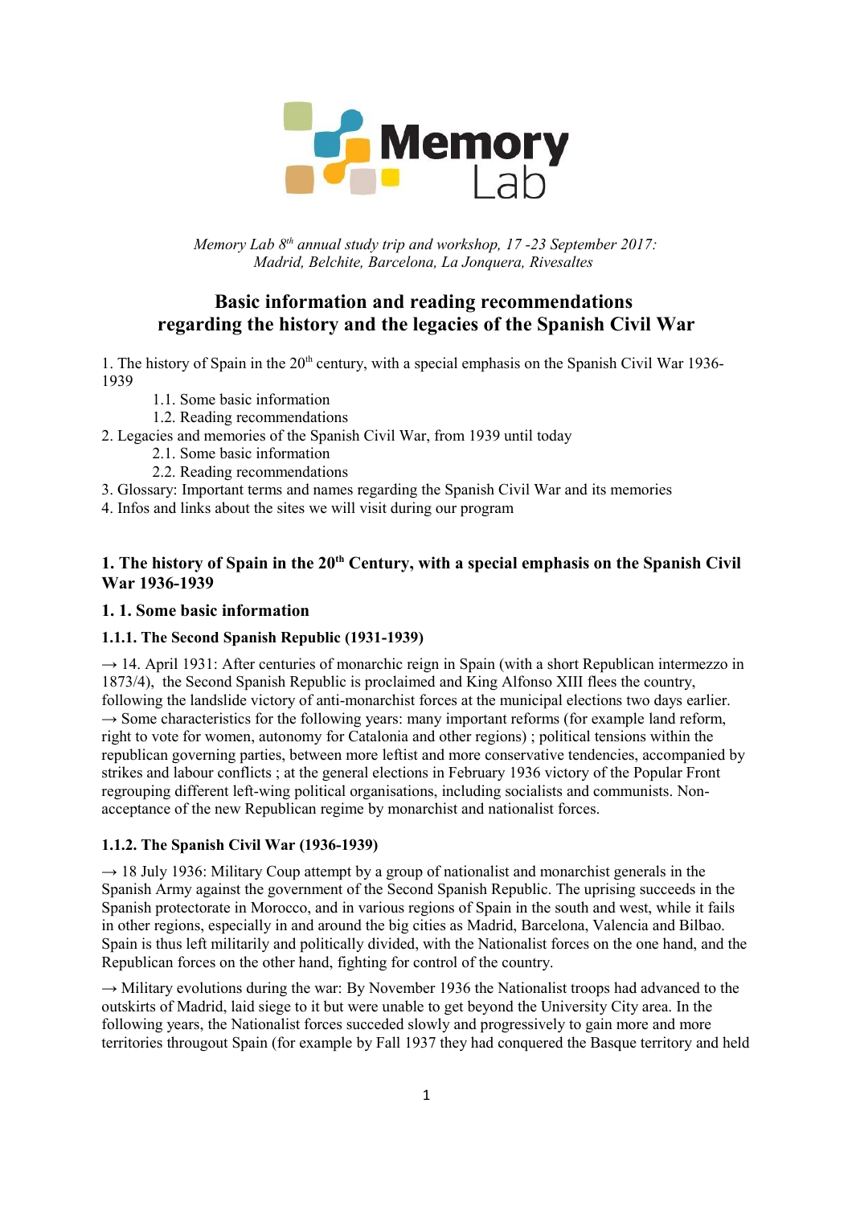*Memory Lab 8th annual study trip and workshop, 17 -23 September 2017: Madrid, Belchite, Barcelona, La Jonquera, Rivesaltes*

# Basic information and reading recommendations regarding the history and the legacies of the Spanish Civil War

1. The history of Spain in the 20th century, with a special emphasis on the Spanish Civil War 1936-1939
    - 1.1. Some basic information
    - 1.2. Reading recommendations
2. Legacies and memories of the Spanish Civil War, from 1939 until today
    - 2.1. Some basic information
    - 2.2. Reading recommendations
3. Glossary: Important terms and names regarding the Spanish Civil War and its memories
4. Infos and links about the sites we will visit during our program

## 1. The history of Spain in the 20th Century, with a special emphasis on the Spanish Civil War 1936-1939

### 1. 1. Some basic information

#### 1.1.1. The Second Spanish Republic (1931-1939)

→ 14. April 1931: After centuries of monarchic reign in Spain (with a short Republican intermezzo in 1873/4), the Second Spanish Republic is proclaimed and King Alfonso XIII flees the country, following the landslide victory of anti-monarchist forces at the municipal elections two days earlier.
→ Some characteristics for the following years: many important reforms (for example land reform, right to vote for women, autonomy for Catalonia and other regions) ; political tensions within the republican governing parties, between more leftist and more conservative tendencies, accompanied by strikes and labour conflicts ; at the general elections in February 1936 victory of the Popular Front regrouping different left-wing political organisations, including socialists and communists. Non-acceptance of the new Republican regime by monarchist and nationalist forces.

#### 1.1.2. The Spanish Civil War (1936-1939)

→ 18 July 1936: Military Coup attempt by a group of nationalist and monarchist generals in the Spanish Army against the government of the Second Spanish Republic. The uprising succeeds in the Spanish protectorate in Morocco, and in various regions of Spain in the south and west, while it fails in other regions, especially in and around the big cities as Madrid, Barcelona, Valencia and Bilbao. Spain is thus left militarily and politically divided, with the Nationalist forces on the one hand, and the Republican forces on the other hand, fighting for control of the country.

→ Military evolutions during the war: By November 1936 the Nationalist troops had advanced to the outskirts of Madrid, laid siege to it but were unable to get beyond the University City area. In the following years, the Nationalist forces succeded slowly and progressively to gain more and more territories througout Spain (for example by Fall 1937 they had conquered the Basque territory and held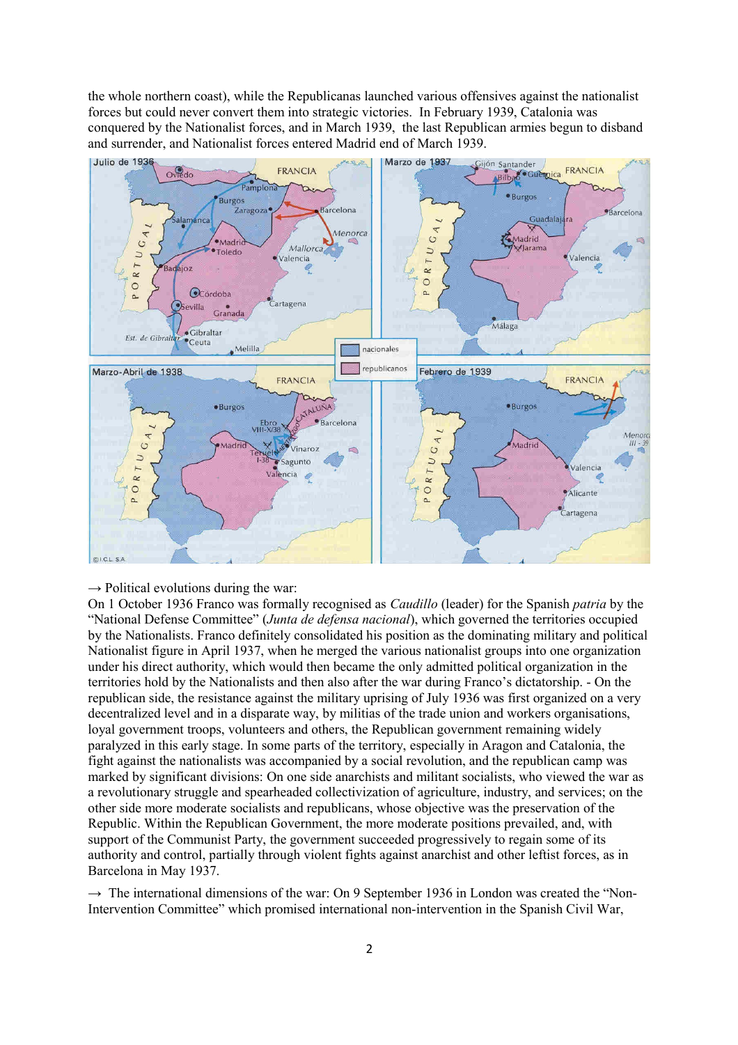the whole northern coast), while the Republicanas launched various offensives against the nationalist forces but could never convert them into strategic victories. In February 1939, Catalonia was conquered by the Nationalist forces, and in March 1939, the last Republican armies begun to disband and surrender, and Nationalist forces entered Madrid end of March 1939.

→ Political evolutions during the war:
On 1 October 1936 Franco was formally recognised as *Caudillo* (leader) for the Spanish *patria* by the "National Defense Committee" (*Junta de defensa nacional*), which governed the territories occupied by the Nationalists. Franco definitely consolidated his position as the dominating military and political Nationalist figure in April 1937, when he merged the various nationalist groups into one organization under his direct authority, which would then became the only admitted political organization in the territories hold by the Nationalists and then also after the war during Franco's dictatorship. - On the republican side, the resistance against the military uprising of July 1936 was first organized on a very decentralized level and in a disparate way, by militias of the trade union and workers organisations, loyal government troops, volunteers and others, the Republican government remaining widely paralyzed in this early stage. In some parts of the territory, especially in Aragon and Catalonia, the fight against the nationalists was accompanied by a social revolution, and the republican camp was marked by significant divisions: On one side anarchists and militant socialists, who viewed the war as a revolutionary struggle and spearheaded collectivization of agriculture, industry, and services; on the other side more moderate socialists and republicans, whose objective was the preservation of the Republic. Within the Republican Government, the more moderate positions prevailed, and, with support of the Communist Party, the government succeeded progressively to regain some of its authority and control, partially through violent fights against anarchist and other leftist forces, as in Barcelona in May 1937.

→ The international dimensions of the war: On 9 September 1936 in London was created the "Non-Intervention Committee" which promised international non-intervention in the Spanish Civil War,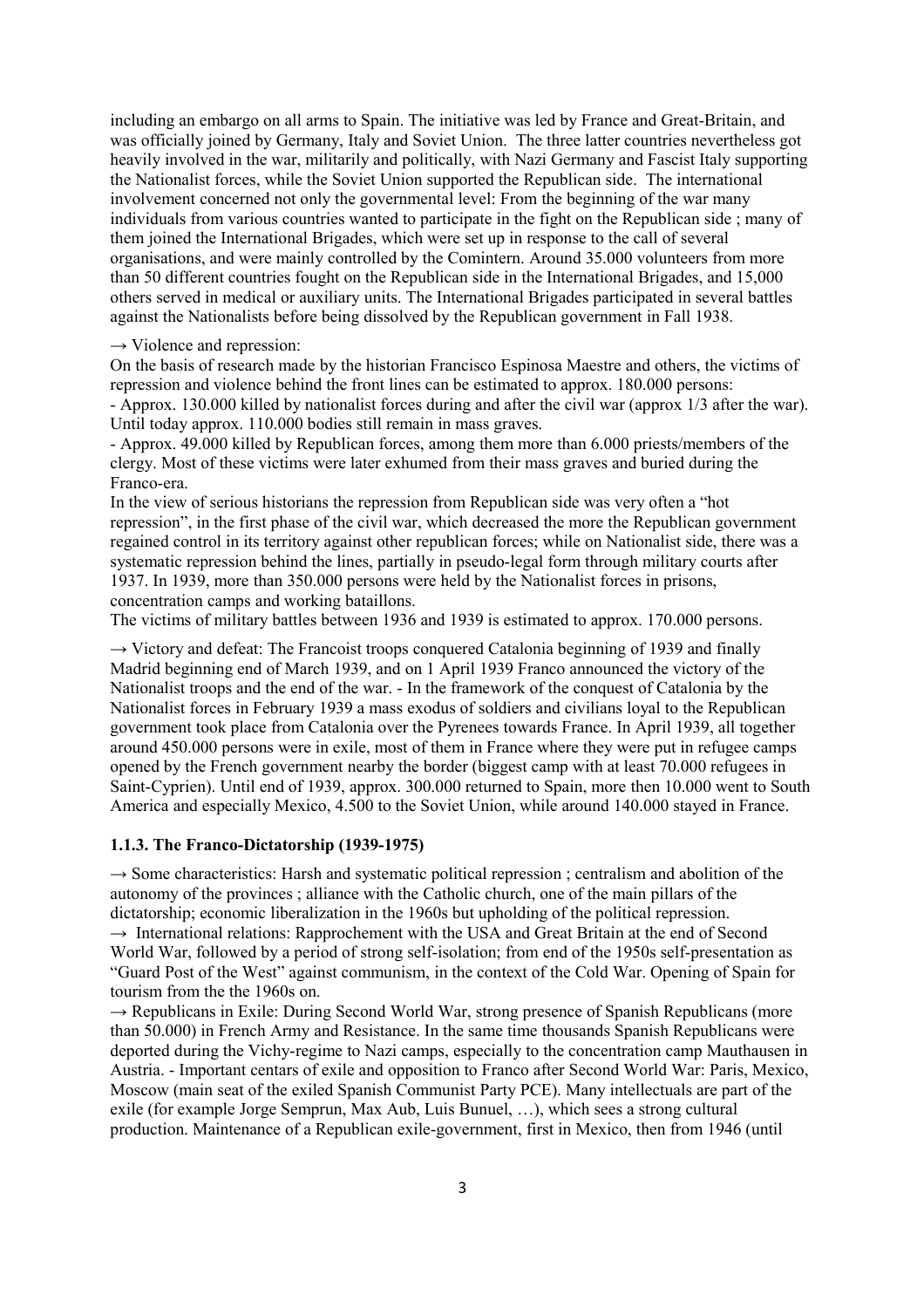including an embargo on all arms to Spain. The initiative was led by France and Great-Britain, and was officially joined by Germany, Italy and Soviet Union. The three latter countries nevertheless got heavily involved in the war, militarily and politically, with Nazi Germany and Fascist Italy supporting the Nationalist forces, while the Soviet Union supported the Republican side. The international involvement concerned not only the governmental level: From the beginning of the war many individuals from various countries wanted to participate in the fight on the Republican side ; many of them joined the International Brigades, which were set up in response to the call of several organisations, and were mainly controlled by the Comintern. Around 35.000 volunteers from more than 50 different countries fought on the Republican side in the International Brigades, and 15,000 others served in medical or auxiliary units. The International Brigades participated in several battles against the Nationalists before being dissolved by the Republican government in Fall 1938.

→ Violence and repression:
On the basis of research made by the historian Francisco Espinosa Maestre and others, the victims of repression and violence behind the front lines can be estimated to approx. 180.000 persons:
- Approx. 130.000 killed by nationalist forces during and after the civil war (approx 1/3 after the war). Until today approx. 110.000 bodies still remain in mass graves.
- Approx. 49.000 killed by Republican forces, among them more than 6.000 priests/members of the clergy. Most of these victims were later exhumed from their mass graves and buried during the Franco-era.
In the view of serious historians the repression from Republican side was very often a "hot repression", in the first phase of the civil war, which decreased the more the Republican government regained control in its territory against other republican forces; while on Nationalist side, there was a systematic repression behind the lines, partially in pseudo-legal form through military courts after 1937. In 1939, more than 350.000 persons were held by the Nationalist forces in prisons, concentration camps and working bataillons.
The victims of military battles between 1936 and 1939 is estimated to approx. 170.000 persons.

→ Victory and defeat: The Francoist troops conquered Catalonia beginning of 1939 and finally Madrid beginning end of March 1939, and on 1 April 1939 Franco announced the victory of the Nationalist troops and the end of the war. - In the framework of the conquest of Catalonia by the Nationalist forces in February 1939 a mass exodus of soldiers and civilians loyal to the Republican government took place from Catalonia over the Pyrenees towards France. In April 1939, all together around 450.000 persons were in exile, most of them in France where they were put in refugee camps opened by the French government nearby the border (biggest camp with at least 70.000 refugees in Saint-Cyprien). Until end of 1939, approx. 300.000 returned to Spain, more then 10.000 went to South America and especially Mexico, 4.500 to the Soviet Union, while around 140.000 stayed in France.

### 1.1.3. The Franco-Dictatorship (1939-1975)

→ Some characteristics: Harsh and systematic political repression ; centralism and abolition of the autonomy of the provinces ; alliance with the Catholic church, one of the main pillars of the dictatorship; economic liberalization in the 1960s but upholding of the political repression.
→ International relations: Rapprochement with the USA and Great Britain at the end of Second World War, followed by a period of strong self-isolation; from end of the 1950s self-presentation as "Guard Post of the West" against communism, in the context of the Cold War. Opening of Spain for tourism from the the 1960s on.
→ Republicans in Exile: During Second World War, strong presence of Spanish Republicans (more than 50.000) in French Army and Resistance. In the same time thousands Spanish Republicans were deported during the Vichy-regime to Nazi camps, especially to the concentration camp Mauthausen in Austria. - Important centars of exile and opposition to Franco after Second World War: Paris, Mexico, Moscow (main seat of the exiled Spanish Communist Party PCE). Many intellectuals are part of the exile (for example Jorge Semprun, Max Aub, Luis Bunuel, …), which sees a strong cultural production. Maintenance of a Republican exile-government, first in Mexico, then from 1946 (until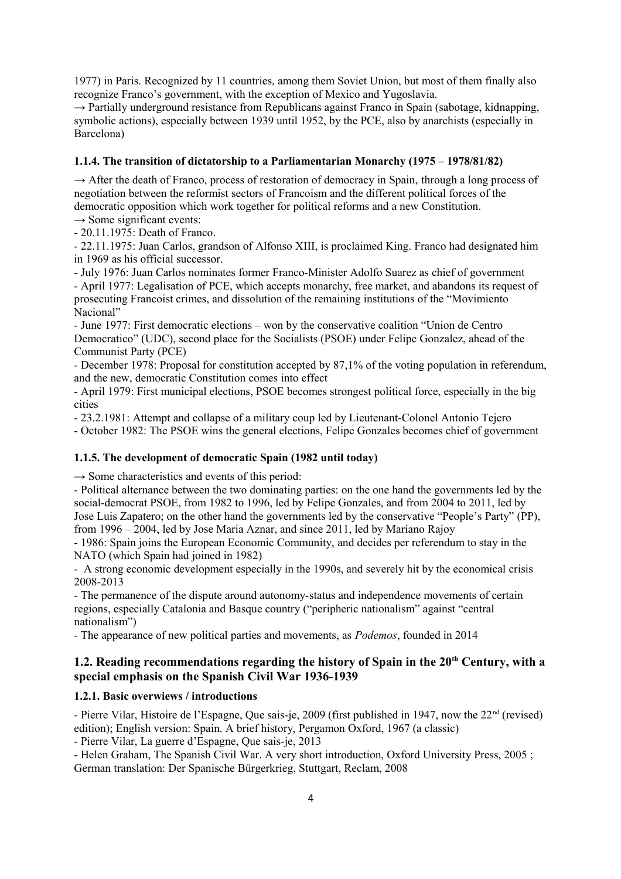1977) in Paris. Recognized by 11 countries, among them Soviet Union, but most of them finally also recognize Franco's government, with the exception of Mexico and Yugoslavia.

→ Partially underground resistance from Republicans against Franco in Spain (sabotage, kidnapping, symbolic actions), especially between 1939 until 1952, by the PCE, also by anarchists (especially in Barcelona)

#### 1.1.4. The transition of dictatorship to a Parliamentarian Monarchy (1975 – 1978/81/82)

→ After the death of Franco, process of restoration of democracy in Spain, through a long process of negotiation between the reformist sectors of Francoism and the different political forces of the democratic opposition which work together for political reforms and a new Constitution.

→ Some significant events:

- 20.11.1975: Death of Franco.
- 22.11.1975: Juan Carlos, grandson of Alfonso XIII, is proclaimed King. Franco had designated him in 1969 as his official successor.
- July 1976: Juan Carlos nominates former Franco-Minister Adolfo Suarez as chief of government
- April 1977: Legalisation of PCE, which accepts monarchy, free market, and abandons its request of prosecuting Francoist crimes, and dissolution of the remaining institutions of the "Movimiento Nacional"
- June 1977: First democratic elections – won by the conservative coalition "Union de Centro Democratico" (UDC), second place for the Socialists (PSOE) under Felipe Gonzalez, ahead of the Communist Party (PCE)
- December 1978: Proposal for constitution accepted by 87,1% of the voting population in referendum, and the new, democratic Constitution comes into effect
- April 1979: First municipal elections, PSOE becomes strongest political force, especially in the big cities
- 23.2.1981: Attempt and collapse of a military coup led by Lieutenant-Colonel Antonio Tejero
- October 1982: The PSOE wins the general elections, Felipe Gonzales becomes chief of government

#### 1.1.5. The development of democratic Spain (1982 until today)

→ Some characteristics and events of this period:

- Political alternance between the two dominating parties: on the one hand the governments led by the social-democrat PSOE, from 1982 to 1996, led by Felipe Gonzales, and from 2004 to 2011, led by Jose Luis Zapatero; on the other hand the governments led by the conservative "People's Party" (PP), from 1996 – 2004, led by Jose Maria Aznar, and since 2011, led by Mariano Rajoy
- 1986: Spain joins the European Economic Community, and decides per referendum to stay in the NATO (which Spain had joined in 1982)
- A strong economic development especially in the 1990s, and severely hit by the economical crisis 2008-2013
- The permanence of the dispute around autonomy-status and independence movements of certain regions, especially Catalonia and Basque country ("peripheric nationalism" against "central nationalism")
- The appearance of new political parties and movements, as *Podemos*, founded in 2014

### 1.2. Reading recommendations regarding the history of Spain in the 20th Century, with a special emphasis on the Spanish Civil War 1936-1939

#### 1.2.1. Basic overwiews / introductions

- Pierre Vilar, Histoire de l'Espagne, Que sais-je, 2009 (first published in 1947, now the 22nd (revised) edition); English version: Spain. A brief history, Pergamon Oxford, 1967 (a classic)
- Pierre Vilar, La guerre d'Espagne, Que sais-je, 2013
- Helen Graham, The Spanish Civil War. A very short introduction, Oxford University Press, 2005 ; German translation: Der Spanische Bürgerkrieg, Stuttgart, Reclam, 2008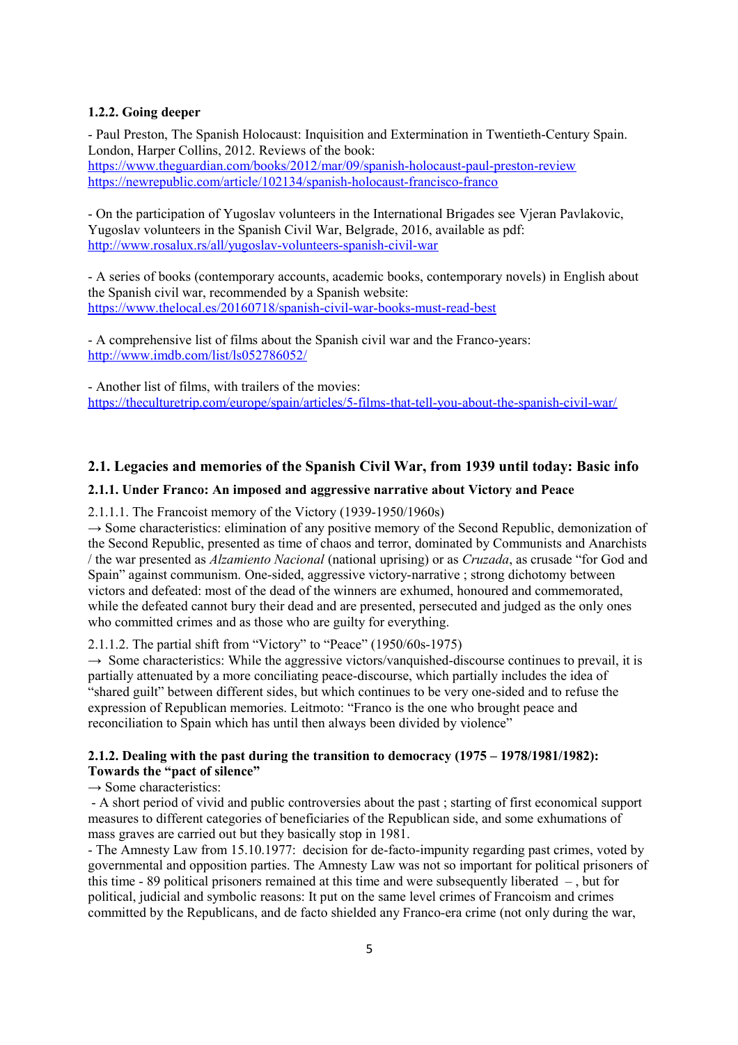#### 1.2.2. Going deeper

- Paul Preston, The Spanish Holocaust: Inquisition and Extermination in Twentieth-Century Spain. London, Harper Collins, 2012. Reviews of the book:
https://www.theguardian.com/books/2012/mar/09/spanish-holocaust-paul-preston-review
https://newrepublic.com/article/102134/spanish-holocaust-francisco-franco

- On the participation of Yugoslav volunteers in the International Brigades see Vjeran Pavlakovic, Yugoslav volunteers in the Spanish Civil War, Belgrade, 2016, available as pdf:
http://www.rosalux.rs/all/yugoslav-volunteers-spanish-civil-war

- A series of books (contemporary accounts, academic books, contemporary novels) in English about the Spanish civil war, recommended by a Spanish website:
https://www.thelocal.es/20160718/spanish-civil-war-books-must-read-best

- A comprehensive list of films about the Spanish civil war and the Franco-years:
http://www.imdb.com/list/ls052786052/

- Another list of films, with trailers of the movies:
https://theculturetrip.com/europe/spain/articles/5-films-that-tell-you-about-the-spanish-civil-war/

## 2.1. Legacies and memories of the Spanish Civil War, from 1939 until today: Basic info

### 2.1.1. Under Franco: An imposed and aggressive narrative about Victory and Peace

2.1.1.1. The Francoist memory of the Victory (1939-1950/1960s)
→ Some characteristics: elimination of any positive memory of the Second Republic, demonization of the Second Republic, presented as time of chaos and terror, dominated by Communists and Anarchists / the war presented as *Alzamiento Nacional* (national uprising) or as *Cruzada*, as crusade "for God and Spain" against communism. One-sided, aggressive victory-narrative ; strong dichotomy between victors and defeated: most of the dead of the winners are exhumed, honoured and commemorated, while the defeated cannot bury their dead and are presented, persecuted and judged as the only ones who committed crimes and as those who are guilty for everything.

2.1.1.2. The partial shift from "Victory" to "Peace" (1950/60s-1975)
→ Some characteristics: While the aggressive victors/vanquished-discourse continues to prevail, it is partially attenuated by a more conciliating peace-discourse, which partially includes the idea of "shared guilt" between different sides, but which continues to be very one-sided and to refuse the expression of Republican memories. Leitmoto: "Franco is the one who brought peace and reconciliation to Spain which has until then always been divided by violence"

### 2.1.2. Dealing with the past during the transition to democracy (1975 – 1978/1981/1982): Towards the "pact of silence"

→ Some characteristics:
- A short period of vivid and public controversies about the past ; starting of first economical support measures to different categories of beneficiaries of the Republican side, and some exhumations of mass graves are carried out but they basically stop in 1981.
- The Amnesty Law from 15.10.1977: decision for de-facto-impunity regarding past crimes, voted by governmental and opposition parties. The Amnesty Law was not so important for political prisoners of this time - 89 political prisoners remained at this time and were subsequently liberated –, but for political, judicial and symbolic reasons: It put on the same level crimes of Francoism and crimes committed by the Republicans, and de facto shielded any Franco-era crime (not only during the war,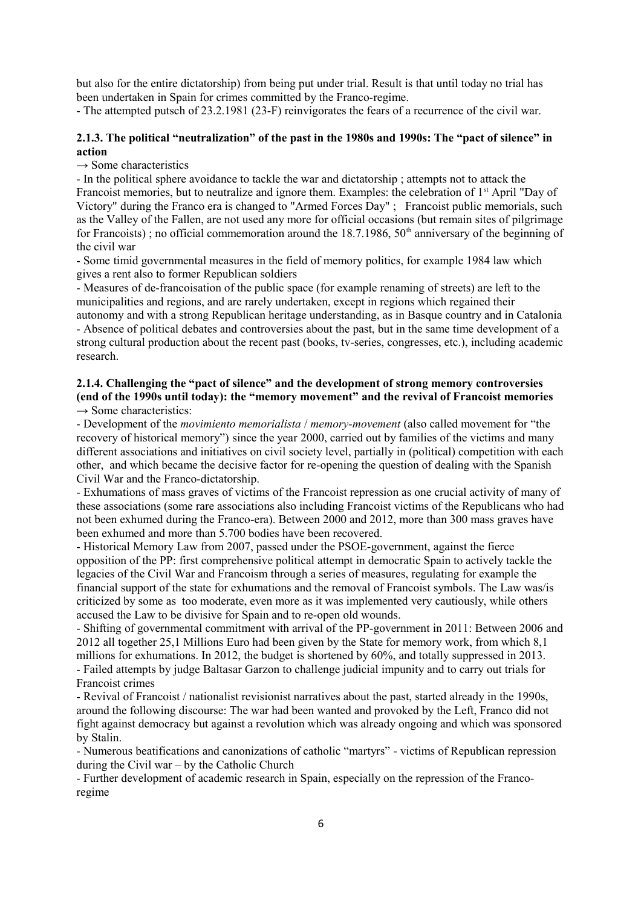but also for the entire dictatorship) from being put under trial. Result is that until today no trial has been undertaken in Spain for crimes committed by the Franco-regime.

- The attempted putsch of 23.2.1981 (23-F) reinvigorates the fears of a recurrence of the civil war.

#### 2.1.3. The political "neutralization" of the past in the 1980s and 1990s: The "pact of silence" in action

→ Some characteristics

- In the political sphere avoidance to tackle the war and dictatorship ; attempts not to attack the Francoist memories, but to neutralize and ignore them. Examples: the celebration of 1st April "Day of Victory" during the Franco era is changed to "Armed Forces Day" ; Francoist public memorials, such as the Valley of the Fallen, are not used any more for official occasions (but remain sites of pilgrimage for Francoists) ; no official commemoration around the 18.7.1986, 50th anniversary of the beginning of the civil war
- Some timid governmental measures in the field of memory politics, for example 1984 law which gives a rent also to former Republican soldiers
- Measures of de-francoisation of the public space (for example renaming of streets) are left to the municipalities and regions, and are rarely undertaken, except in regions which regained their autonomy and with a strong Republican heritage understanding, as in Basque country and in Catalonia
- Absence of political debates and controversies about the past, but in the same time development of a strong cultural production about the recent past (books, tv-series, congresses, etc.), including academic research.

#### 2.1.4. Challenging the "pact of silence" and the development of strong memory controversies (end of the 1990s until today): the "memory movement" and the revival of Francoist memories

→ Some characteristics:

- Development of the *movimiento memorialista* / *memory-movement* (also called movement for "the recovery of historical memory") since the year 2000, carried out by families of the victims and many different associations and initiatives on civil society level, partially in (political) competition with each other, and which became the decisive factor for re-opening the question of dealing with the Spanish Civil War and the Franco-dictatorship.
- Exhumations of mass graves of victims of the Francoist repression as one crucial activity of many of these associations (some rare associations also including Francoist victims of the Republicans who had not been exhumed during the Franco-era). Between 2000 and 2012, more than 300 mass graves have been exhumed and more than 5.700 bodies have been recovered.
- Historical Memory Law from 2007, passed under the PSOE-government, against the fierce opposition of the PP: first comprehensive political attempt in democratic Spain to actively tackle the legacies of the Civil War and Francoism through a series of measures, regulating for example the financial support of the state for exhumations and the removal of Francoist symbols. The Law was/is criticized by some as too moderate, even more as it was implemented very cautiously, while others accused the Law to be divisive for Spain and to re-open old wounds.
- Shifting of governmental commitment with arrival of the PP-government in 2011: Between 2006 and 2012 all together 25,1 Millions Euro had been given by the State for memory work, from which 8,1 millions for exhumations. In 2012, the budget is shortened by 60%, and totally suppressed in 2013.
- Failed attempts by judge Baltasar Garzon to challenge judicial impunity and to carry out trials for Francoist crimes
- Revival of Francoist / nationalist revisionist narratives about the past, started already in the 1990s, around the following discourse: The war had been wanted and provoked by the Left, Franco did not fight against democracy but against a revolution which was already ongoing and which was sponsored by Stalin.
- Numerous beatifications and canonizations of catholic "martyrs" - victims of Republican repression during the Civil war – by the Catholic Church
- Further development of academic research in Spain, especially on the repression of the Franco-regime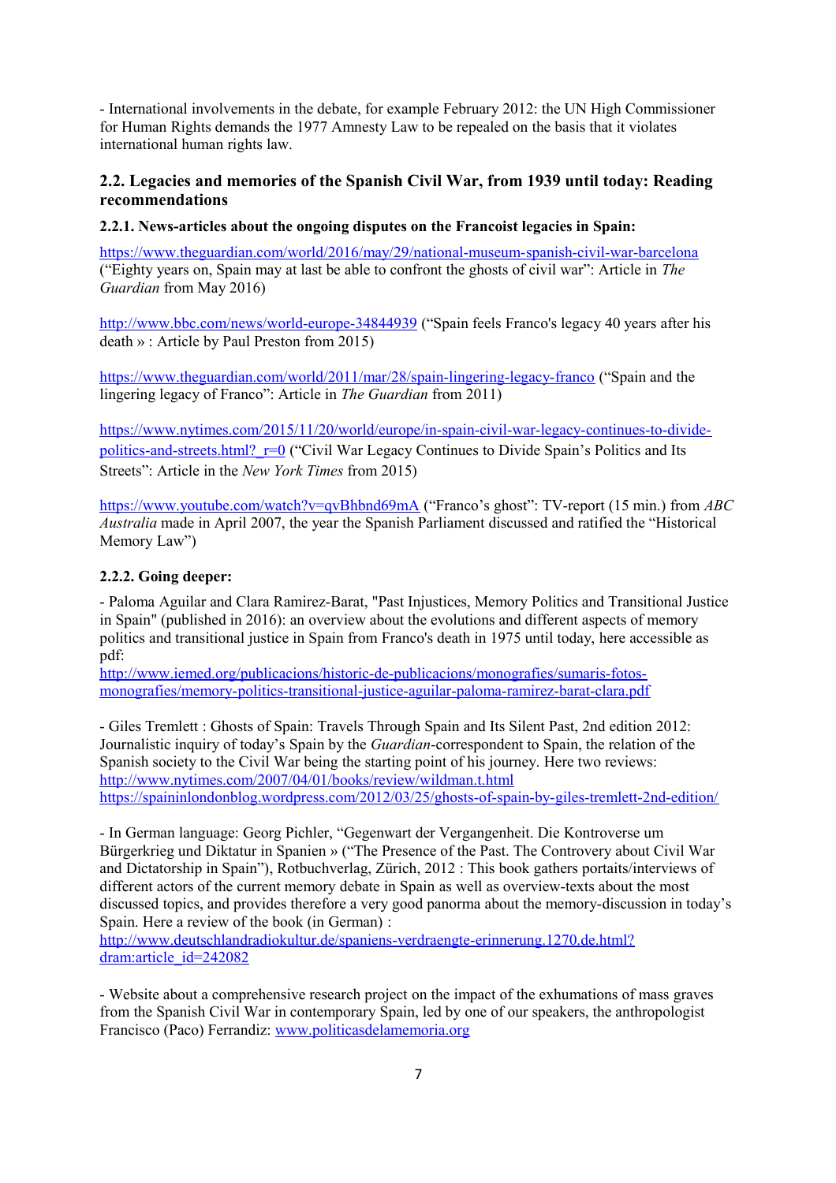- International involvements in the debate, for example February 2012: the UN High Commissioner for Human Rights demands the 1977 Amnesty Law to be repealed on the basis that it violates international human rights law.

## 2.2. Legacies and memories of the Spanish Civil War, from 1939 until today: Reading recommendations

### 2.2.1. News-articles about the ongoing disputes on the Francoist legacies in Spain:

https://www.theguardian.com/world/2016/may/29/national-museum-spanish-civil-war-barcelona ("Eighty years on, Spain may at last be able to confront the ghosts of civil war": Article in *The Guardian* from May 2016)

http://www.bbc.com/news/world-europe-34844939 ("Spain feels Franco's legacy 40 years after his death » : Article by Paul Preston from 2015)

https://www.theguardian.com/world/2011/mar/28/spain-lingering-legacy-franco ("Spain and the lingering legacy of Franco": Article in *The Guardian* from 2011)

https://www.nytimes.com/2015/11/20/world/europe/in-spain-civil-war-legacy-continues-to-divide-politics-and-streets.html?_r=0 ("Civil War Legacy Continues to Divide Spain's Politics and Its Streets": Article in the *New York Times* from 2015)

https://www.youtube.com/watch?v=qvBhbnd69mA ("Franco's ghost": TV-report (15 min.) from *ABC Australia* made in April 2007, the year the Spanish Parliament discussed and ratified the "Historical Memory Law")

### 2.2.2. Going deeper:

- Paloma Aguilar and Clara Ramirez-Barat, "Past Injustices, Memory Politics and Transitional Justice in Spain" (published in 2016): an overview about the evolutions and different aspects of memory politics and transitional justice in Spain from Franco's death in 1975 until today, here accessible as pdf:
http://www.iemed.org/publicacions/historic-de-publicacions/monografies/sumaris-fotos-monografies/memory-politics-transitional-justice-aguilar-paloma-ramirez-barat-clara.pdf

- Giles Tremlett : Ghosts of Spain: Travels Through Spain and Its Silent Past, 2nd edition 2012: Journalistic inquiry of today's Spain by the *Guardian*-correspondent to Spain, the relation of the Spanish society to the Civil War being the starting point of his journey. Here two reviews:
http://www.nytimes.com/2007/04/01/books/review/wildman.t.html
https://spaininlondonblog.wordpress.com/2012/03/25/ghosts-of-spain-by-giles-tremlett-2nd-edition/

- In German language: Georg Pichler, "Gegenwart der Vergangenheit. Die Kontroverse um Bürgerkrieg und Diktatur in Spanien » ("The Presence of the Past. The Controvery about Civil War and Dictatorship in Spain"), Rotbuchverlag, Zürich, 2012 : This book gathers portaits/interviews of different actors of the current memory debate in Spain as well as overview-texts about the most discussed topics, and provides therefore a very good panorma about the memory-discussion in today's Spain. Here a review of the book (in German) :
http://www.deutschlandradiokultur.de/spaniens-verdraengte-erinnerung.1270.de.html?dram:article_id=242082

- Website about a comprehensive research project on the impact of the exhumations of mass graves from the Spanish Civil War in contemporary Spain, led by one of our speakers, the anthropologist Francisco (Paco) Ferrandiz: www.politicasdelamemoria.org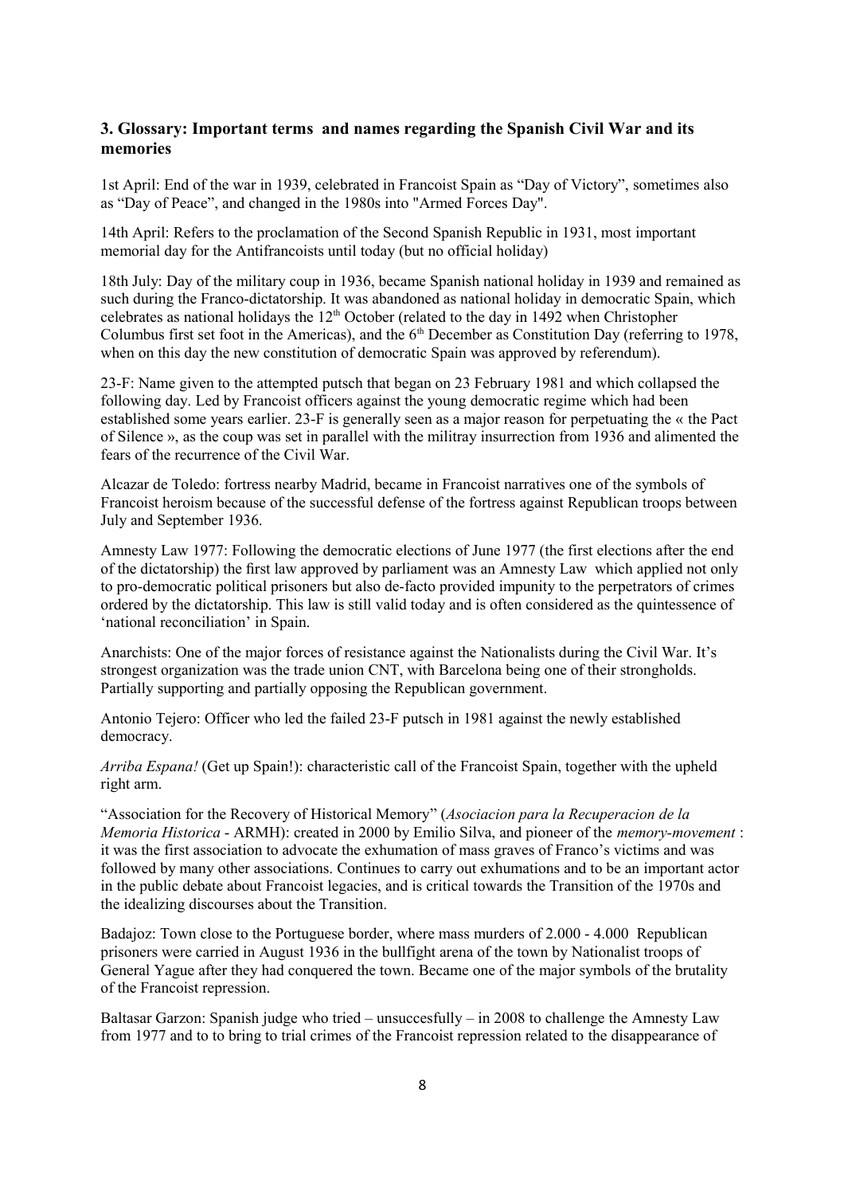### 3. Glossary: Important terms  and names regarding the Spanish Civil War and its memories

1st April: End of the war in 1939, celebrated in Francoist Spain as "Day of Victory", sometimes also as "Day of Peace", and changed in the 1980s into "Armed Forces Day".

14th April: Refers to the proclamation of the Second Spanish Republic in 1931, most important memorial day for the Antifrancoists until today (but no official holiday)

18th July: Day of the military coup in 1936, became Spanish national holiday in 1939 and remained as such during the Franco-dictatorship. It was abandoned as national holiday in democratic Spain, which celebrates as national holidays the 12th October (related to the day in 1492 when Christopher Columbus first set foot in the Americas), and the 6th December as Constitution Day (referring to 1978, when on this day the new constitution of democratic Spain was approved by referendum).

23-F: Name given to the attempted putsch that began on 23 February 1981 and which collapsed the following day. Led by Francoist officers against the young democratic regime which had been established some years earlier. 23-F is generally seen as a major reason for perpetuating the « the Pact of Silence », as the coup was set in parallel with the militray insurrection from 1936 and alimented the fears of the recurrence of the Civil War.

Alcazar de Toledo: fortress nearby Madrid, became in Francoist narratives one of the symbols of Francoist heroism because of the successful defense of the fortress against Republican troops between July and September 1936.

Amnesty Law 1977: Following the democratic elections of June 1977 (the first elections after the end of the dictatorship) the first law approved by parliament was an Amnesty Law  which applied not only to pro-democratic political prisoners but also de-facto provided impunity to the perpetrators of crimes ordered by the dictatorship. This law is still valid today and is often considered as the quintessence of 'national reconciliation' in Spain.

Anarchists: One of the major forces of resistance against the Nationalists during the Civil War. It's strongest organization was the trade union CNT, with Barcelona being one of their strongholds. Partially supporting and partially opposing the Republican government.

Antonio Tejero: Officer who led the failed 23-F putsch in 1981 against the newly established democracy.

*Arriba Espana!* (Get up Spain!): characteristic call of the Francoist Spain, together with the upheld right arm.

"Association for the Recovery of Historical Memory" (*Asociacion para la Recuperacion de la Memoria Historica* - ARMH): created in 2000 by Emilio Silva, and pioneer of the *memory-movement* : it was the first association to advocate the exhumation of mass graves of Franco's victims and was followed by many other associations. Continues to carry out exhumations and to be an important actor in the public debate about Francoist legacies, and is critical towards the Transition of the 1970s and the idealizing discourses about the Transition.

Badajoz: Town close to the Portuguese border, where mass murders of 2.000 - 4.000  Republican prisoners were carried in August 1936 in the bullfight arena of the town by Nationalist troops of General Yague after they had conquered the town. Became one of the major symbols of the brutality of the Francoist repression.

Baltasar Garzon: Spanish judge who tried – unsuccesfully – in 2008 to challenge the Amnesty Law from 1977 and to to bring to trial crimes of the Francoist repression related to the disappearance of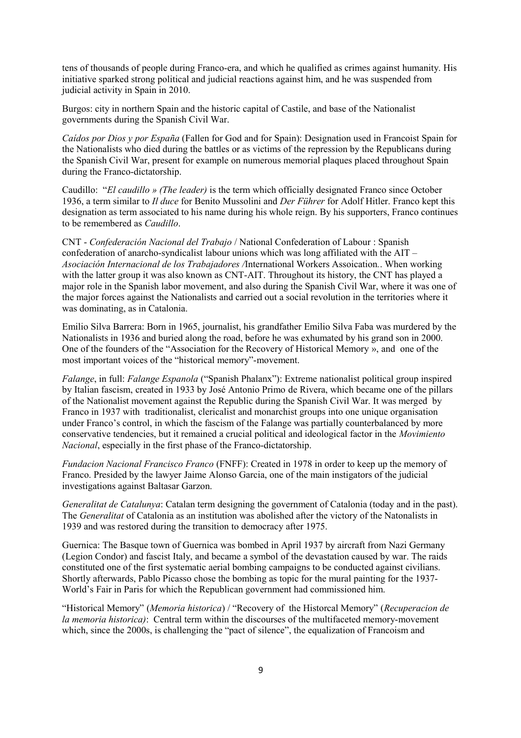tens of thousands of people during Franco-era, and which he qualified as crimes against humanity. His initiative sparked strong political and judicial reactions against him, and he was suspended from judicial activity in Spain in 2010.

Burgos: city in northern Spain and the historic capital of Castile, and base of the Nationalist governments during the Spanish Civil War.

*Caídos por Dios y por España* (Fallen for God and for Spain): Designation used in Francoist Spain for the Nationalists who died during the battles or as victims of the repression by the Republicans during the Spanish Civil War, present for example on numerous memorial plaques placed throughout Spain during the Franco-dictatorship.

Caudillo: "*El caudillo » (The leader)* is the term which officially designated Franco since October 1936, a term similar to *Il duce* for Benito Mussolini and *Der Führer* for Adolf Hitler. Franco kept this designation as term associated to his name during his whole reign. By his supporters, Franco continues to be remembered as *Caudillo*.

CNT - *Confederación Nacional del Trabajo* / National Confederation of Labour : Spanish confederation of anarcho-syndicalist labour unions which was long affiliated with the AIT – *Asociación Internacional de los Trabajadores /*International Workers Assoication.. When working with the latter group it was also known as CNT-AIT. Throughout its history, the CNT has played a major role in the Spanish labor movement, and also during the Spanish Civil War, where it was one of the major forces against the Nationalists and carried out a social revolution in the territories where it was dominating, as in Catalonia.

Emilio Silva Barrera: Born in 1965, journalist, his grandfather Emilio Silva Faba was murdered by the Nationalists in 1936 and buried along the road, before he was exhumated by his grand son in 2000. One of the founders of the "Association for the Recovery of Historical Memory », and one of the most important voices of the "historical memory"-movement.

*Falange*, in full: *Falange Espanola* ("Spanish Phalanx"): Extreme nationalist political group inspired by Italian fascism, created in 1933 by José Antonio Primo de Rivera, which became one of the pillars of the Nationalist movement against the Republic during the Spanish Civil War. It was merged by Franco in 1937 with traditionalist, clericalist and monarchist groups into one unique organisation under Franco's control, in which the fascism of the Falange was partially counterbalanced by more conservative tendencies, but it remained a crucial political and ideological factor in the *Movimiento Nacional*, especially in the first phase of the Franco-dictatorship.

*Fundacion Nacional Francisco Franco* (FNFF): Created in 1978 in order to keep up the memory of Franco. Presided by the lawyer Jaime Alonso Garcia, one of the main instigators of the judicial investigations against Baltasar Garzon.

*Generalitat de Catalunya*: Catalan term designing the government of Catalonia (today and in the past). The *Generalitat* of Catalonia as an institution was abolished after the victory of the Natonalists in 1939 and was restored during the transition to democracy after 1975.

Guernica: The Basque town of Guernica was bombed in April 1937 by aircraft from Nazi Germany (Legion Condor) and fascist Italy, and became a symbol of the devastation caused by war. The raids constituted one of the first systematic aerial bombing campaigns to be conducted against civilians. Shortly afterwards, Pablo Picasso chose the bombing as topic for the mural painting for the 1937-World's Fair in Paris for which the Republican government had commissioned him.

"Historical Memory" (*Memoria historica*) / "Recovery of the Historcal Memory" (*Recuperacion de la memoria historica)*: Central term within the discourses of the multifaceted memory-movement which, since the 2000s, is challenging the "pact of silence", the equalization of Francoism and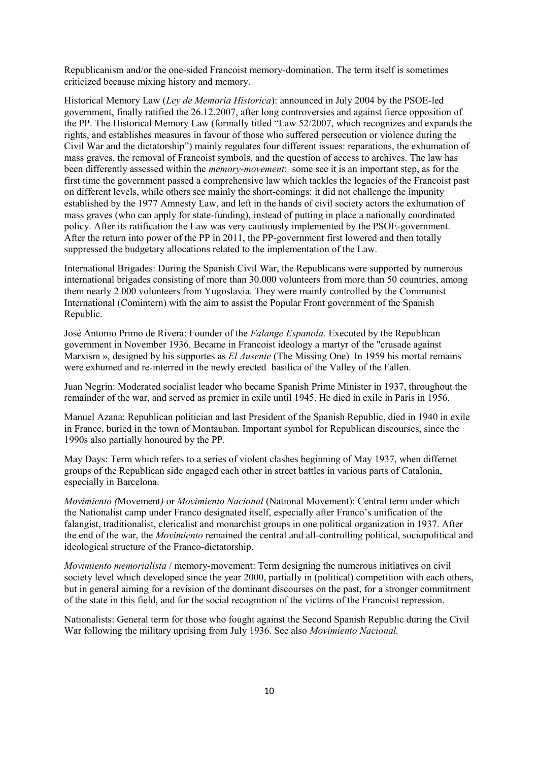Republicanism and/or the one-sided Francoist memory-domination. The term itself is sometimes criticized because mixing history and memory.

Historical Memory Law (*Ley de Memoria Historica*): announced in July 2004 by the PSOE-led government, finally ratified the 26.12.2007, after long controversies and against fierce opposition of the PP. The Historical Memory Law (formally titled "Law 52/2007, which recognizes and expands the rights, and establishes measures in favour of those who suffered persecution or violence during the Civil War and the dictatorship") mainly regulates four different issues: reparations, the exhumation of mass graves, the removal of Francoist symbols, and the question of access to archives. The law has been differently assessed within the *memory-movement*: some see it is an important step, as for the first time the government passed a comprehensive law which tackles the legacies of the Francoist past on different levels, while others see mainly the short-comings: it did not challenge the impunity established by the 1977 Amnesty Law, and left in the hands of civil society actors the exhumation of mass graves (who can apply for state-funding), instead of putting in place a nationally coordinated policy. After its ratification the Law was very cautiously implemented by the PSOE-government. After the return into power of the PP in 2011, the PP-government first lowered and then totally suppressed the budgetary allocations related to the implementation of the Law.

International Brigades: During the Spanish Civil War, the Republicans were supported by numerous international brigades consisting of more than 30.000 volunteers from more than 50 countries, among them nearly 2.000 volunteers from Yugoslavia. They were mainly controlled by the Communist International (Comintern) with the aim to assist the Popular Front government of the Spanish Republic.

José Antonio Primo de Rivera: Founder of the *Falange Espanola*. Executed by the Republican government in November 1936. Became in Francoist ideology a martyr of the "crusade against Marxism », designed by his supportes as *El Ausente* (The Missing One) In 1959 his mortal remains were exhumed and re-interred in the newly erected basilica of the Valley of the Fallen.

Juan Negrin: Moderated socialist leader who became Spanish Prime Minister in 1937, throughout the remainder of the war, and served as premier in exile until 1945. He died in exile in Paris in 1956.

Manuel Azana: Republican politician and last President of the Spanish Republic, died in 1940 in exile in France, buried in the town of Montauban. Important symbol for Republican discourses, since the 1990s also partially honoured by the PP.

May Days: Term which refers to a series of violent clashes beginning of May 1937, when differnet groups of the Republican side engaged each other in street battles in various parts of Catalonia, especially in Barcelona.

*Movimiento (*Movement*)* or *Movimiento Nacional* (National Movement): Central term under which the Nationalist camp under Franco designated itself, especially after Franco's unification of the falangist, traditionalist, clericalist and monarchist groups in one political organization in 1937. After the end of the war, the *Movimiento* remained the central and all-controlling political, sociopolitical and ideological structure of the Franco-dictatorship.

*Movimiento memorialista* / memory-movement: Term designing the numerous initiatives on civil society level which developed since the year 2000, partially in (political) competition with each others, but in general aiming for a revision of the dominant discourses on the past, for a stronger commitment of the state in this field, and for the social recognition of the victims of the Francoist repression.

Nationalists: General term for those who fought against the Second Spanish Republic during the Civil War following the military uprising from July 1936. See also *Movimiento Nacional.*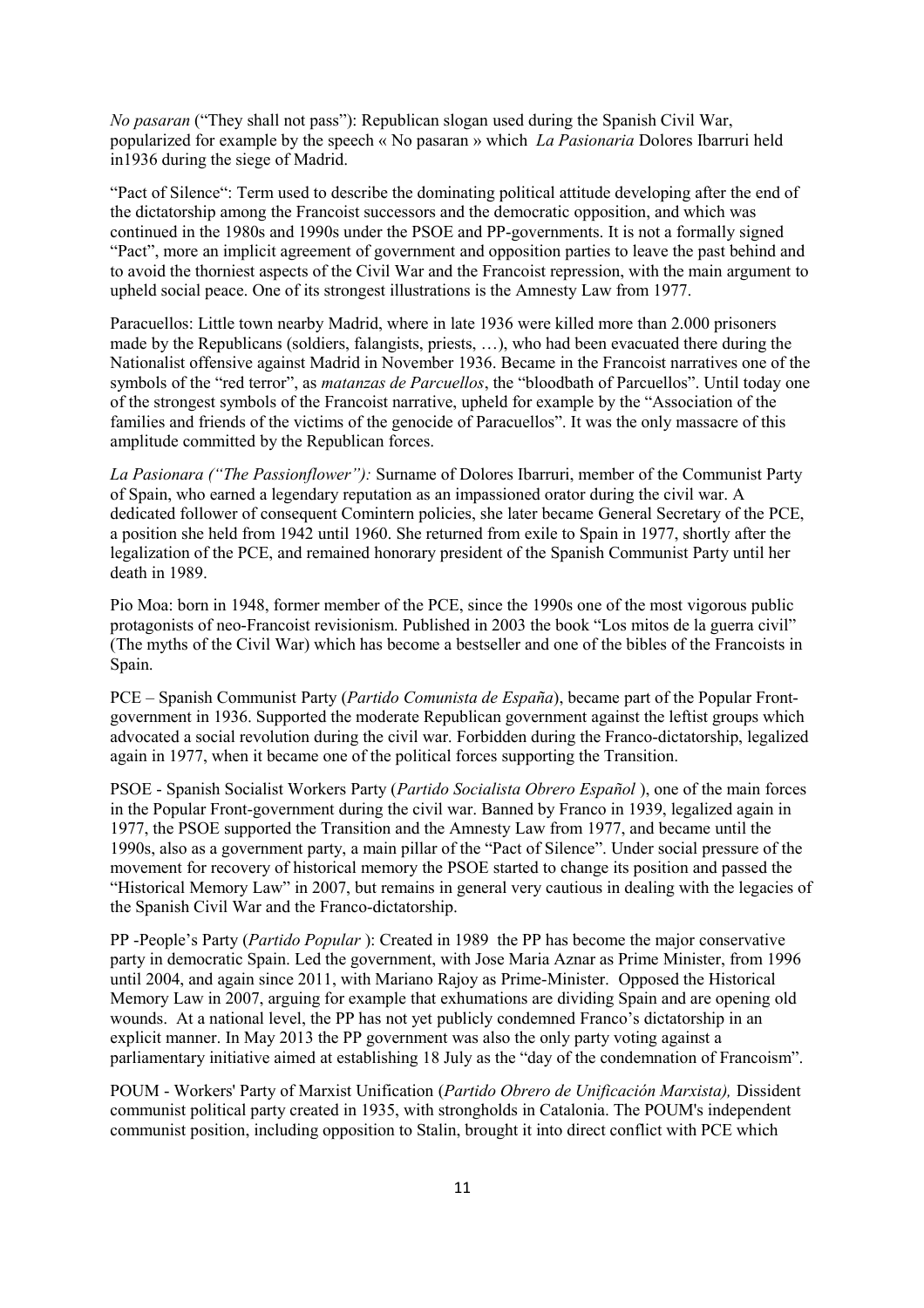*No pasaran* ("They shall not pass"): Republican slogan used during the Spanish Civil War, popularized for example by the speech « No pasaran » which *La Pasionaria* Dolores Ibarruri held in1936 during the siege of Madrid.

"Pact of Silence": Term used to describe the dominating political attitude developing after the end of the dictatorship among the Francoist successors and the democratic opposition, and which was continued in the 1980s and 1990s under the PSOE and PP-governments. It is not a formally signed "Pact", more an implicit agreement of government and opposition parties to leave the past behind and to avoid the thorniest aspects of the Civil War and the Francoist repression, with the main argument to upheld social peace. One of its strongest illustrations is the Amnesty Law from 1977.

Paracuellos: Little town nearby Madrid, where in late 1936 were killed more than 2.000 prisoners made by the Republicans (soldiers, falangists, priests, …), who had been evacuated there during the Nationalist offensive against Madrid in November 1936. Became in the Francoist narratives one of the symbols of the "red terror", as *matanzas de Parcuellos*, the "bloodbath of Parcuellos". Until today one of the strongest symbols of the Francoist narrative, upheld for example by the "Association of the families and friends of the victims of the genocide of Paracuellos". It was the only massacre of this amplitude committed by the Republican forces.

*La Pasionara ("The Passionflower"):* Surname of Dolores Ibarruri, member of the Communist Party of Spain, who earned a legendary reputation as an impassioned orator during the civil war. A dedicated follower of consequent Comintern policies, she later became General Secretary of the PCE, a position she held from 1942 until 1960. She returned from exile to Spain in 1977, shortly after the legalization of the PCE, and remained honorary president of the Spanish Communist Party until her death in 1989.

Pio Moa: born in 1948, former member of the PCE, since the 1990s one of the most vigorous public protagonists of neo-Francoist revisionism. Published in 2003 the book "Los mitos de la guerra civil" (The myths of the Civil War) which has become a bestseller and one of the bibles of the Francoists in Spain.

PCE – Spanish Communist Party (*Partido Comunista de España*), became part of the Popular Front-government in 1936. Supported the moderate Republican government against the leftist groups which advocated a social revolution during the civil war. Forbidden during the Franco-dictatorship, legalized again in 1977, when it became one of the political forces supporting the Transition.

PSOE - Spanish Socialist Workers Party (*Partido Socialista Obrero Español* ), one of the main forces in the Popular Front-government during the civil war. Banned by Franco in 1939, legalized again in 1977, the PSOE supported the Transition and the Amnesty Law from 1977, and became until the 1990s, also as a government party, a main pillar of the "Pact of Silence". Under social pressure of the movement for recovery of historical memory the PSOE started to change its position and passed the "Historical Memory Law" in 2007, but remains in general very cautious in dealing with the legacies of the Spanish Civil War and the Franco-dictatorship.

PP -People's Party (*Partido Popular* ): Created in 1989 the PP has become the major conservative party in democratic Spain. Led the government, with Jose Maria Aznar as Prime Minister, from 1996 until 2004, and again since 2011, with Mariano Rajoy as Prime-Minister. Opposed the Historical Memory Law in 2007, arguing for example that exhumations are dividing Spain and are opening old wounds. At a national level, the PP has not yet publicly condemned Franco's dictatorship in an explicit manner. In May 2013 the PP government was also the only party voting against a parliamentary initiative aimed at establishing 18 July as the "day of the condemnation of Francoism".

POUM - Workers' Party of Marxist Unification (*Partido Obrero de Unificación Marxista),* Dissident communist political party created in 1935, with strongholds in Catalonia. The POUM's independent communist position, including opposition to Stalin, brought it into direct conflict with PCE which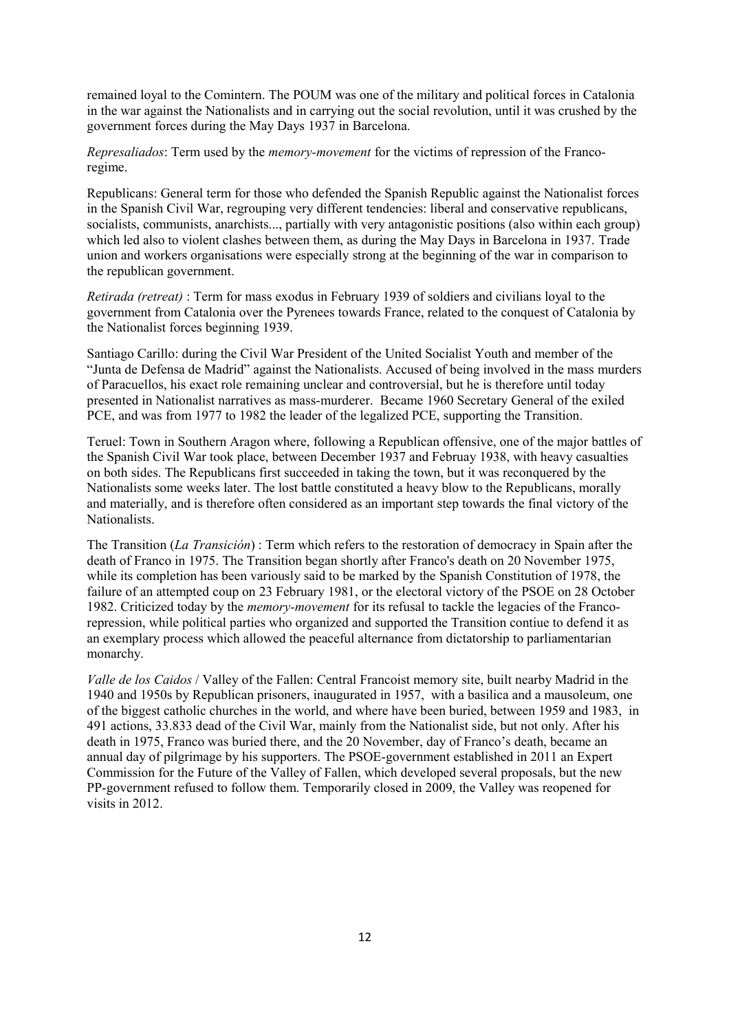remained loyal to the Comintern. The POUM was one of the military and political forces in Catalonia in the war against the Nationalists and in carrying out the social revolution, until it was crushed by the government forces during the May Days 1937 in Barcelona.

*Represaliados*: Term used by the *memory-movement* for the victims of repression of the Franco-regime.

Republicans: General term for those who defended the Spanish Republic against the Nationalist forces in the Spanish Civil War, regrouping very different tendencies: liberal and conservative republicans, socialists, communists, anarchists..., partially with very antagonistic positions (also within each group) which led also to violent clashes between them, as during the May Days in Barcelona in 1937. Trade union and workers organisations were especially strong at the beginning of the war in comparison to the republican government.

*Retirada (retreat)* : Term for mass exodus in February 1939 of soldiers and civilians loyal to the government from Catalonia over the Pyrenees towards France, related to the conquest of Catalonia by the Nationalist forces beginning 1939.

Santiago Carillo: during the Civil War President of the United Socialist Youth and member of the "Junta de Defensa de Madrid" against the Nationalists. Accused of being involved in the mass murders of Paracuellos, his exact role remaining unclear and controversial, but he is therefore until today presented in Nationalist narratives as mass-murderer. Became 1960 Secretary General of the exiled PCE, and was from 1977 to 1982 the leader of the legalized PCE, supporting the Transition.

Teruel: Town in Southern Aragon where, following a Republican offensive, one of the major battles of the Spanish Civil War took place, between December 1937 and Februay 1938, with heavy casualties on both sides. The Republicans first succeeded in taking the town, but it was reconquered by the Nationalists some weeks later. The lost battle constituted a heavy blow to the Republicans, morally and materially, and is therefore often considered as an important step towards the final victory of the Nationalists.

The Transition (*La Transición*) : Term which refers to the restoration of democracy in Spain after the death of Franco in 1975. The Transition began shortly after Franco's death on 20 November 1975, while its completion has been variously said to be marked by the Spanish Constitution of 1978, the failure of an attempted coup on 23 February 1981, or the electoral victory of the PSOE on 28 October 1982. Criticized today by the *memory-movement* for its refusal to tackle the legacies of the Franco-repression, while political parties who organized and supported the Transition contiue to defend it as an exemplary process which allowed the peaceful alternance from dictatorship to parliamentarian monarchy.

*Valle de los Caidos* / Valley of the Fallen: Central Francoist memory site, built nearby Madrid in the 1940 and 1950s by Republican prisoners, inaugurated in 1957, with a basilica and a mausoleum, one of the biggest catholic churches in the world, and where have been buried, between 1959 and 1983, in 491 actions, 33.833 dead of the Civil War, mainly from the Nationalist side, but not only. After his death in 1975, Franco was buried there, and the 20 November, day of Franco's death, became an annual day of pilgrimage by his supporters. The PSOE-government established in 2011 an Expert Commission for the Future of the Valley of Fallen, which developed several proposals, but the new PP-government refused to follow them. Temporarily closed in 2009, the Valley was reopened for visits in 2012.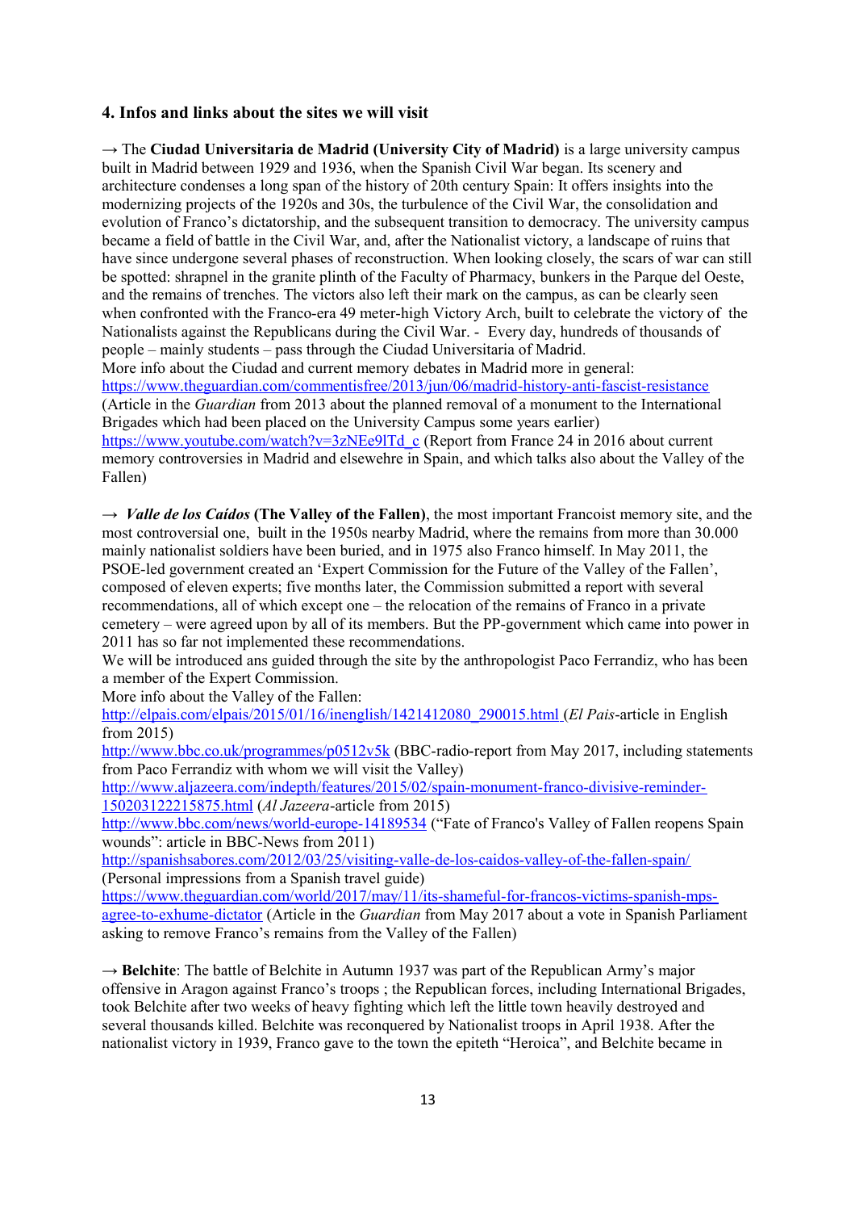### 4. Infos and links about the sites we will visit

→ The **Ciudad Universitaria de Madrid (University City of Madrid)** is a large university campus built in Madrid between 1929 and 1936, when the Spanish Civil War began. Its scenery and architecture condenses a long span of the history of 20th century Spain: It offers insights into the modernizing projects of the 1920s and 30s, the turbulence of the Civil War, the consolidation and evolution of Franco's dictatorship, and the subsequent transition to democracy. The university campus became a field of battle in the Civil War, and, after the Nationalist victory, a landscape of ruins that have since undergone several phases of reconstruction. When looking closely, the scars of war can still be spotted: shrapnel in the granite plinth of the Faculty of Pharmacy, bunkers in the Parque del Oeste, and the remains of trenches. The victors also left their mark on the campus, as can be clearly seen when confronted with the Franco-era 49 meter-high Victory Arch, built to celebrate the victory of the Nationalists against the Republicans during the Civil War. - Every day, hundreds of thousands of people – mainly students – pass through the Ciudad Universitaria of Madrid.
More info about the Ciudad and current memory debates in Madrid more in general:
https://www.theguardian.com/commentisfree/2013/jun/06/madrid-history-anti-fascist-resistance
(Article in the *Guardian* from 2013 about the planned removal of a monument to the International Brigades which had been placed on the University Campus some years earlier)
https://www.youtube.com/watch?v=3zNEe9lTd_c (Report from France 24 in 2016 about current memory controversies in Madrid and elsewehre in Spain, and which talks also about the Valley of the Fallen)

→ ***Valle de los Caídos* (The Valley of the Fallen)**, the most important Francoist memory site, and the most controversial one, built in the 1950s nearby Madrid, where the remains from more than 30.000 mainly nationalist soldiers have been buried, and in 1975 also Franco himself. In May 2011, the PSOE-led government created an 'Expert Commission for the Future of the Valley of the Fallen', composed of eleven experts; five months later, the Commission submitted a report with several recommendations, all of which except one – the relocation of the remains of Franco in a private cemetery – were agreed upon by all of its members. But the PP-government which came into power in 2011 has so far not implemented these recommendations.
We will be introduced ans guided through the site by the anthropologist Paco Ferrandiz, who has been a member of the Expert Commission.
More info about the Valley of the Fallen:
http://elpais.com/elpais/2015/01/16/inenglish/1421412080_290015.html (*El Pais*-article in English from 2015)
http://www.bbc.co.uk/programmes/p0512v5k (BBC-radio-report from May 2017, including statements from Paco Ferrandiz with whom we will visit the Valley)
http://www.aljazeera.com/indepth/features/2015/02/spain-monument-franco-divisive-reminder-150203122215875.html (*Al Jazeera*-article from 2015)
http://www.bbc.com/news/world-europe-14189534 ("Fate of Franco's Valley of Fallen reopens Spain wounds": article in BBC-News from 2011)
http://spanishsabores.com/2012/03/25/visiting-valle-de-los-caidos-valley-of-the-fallen-spain/
(Personal impressions from a Spanish travel guide)
https://www.theguardian.com/world/2017/may/11/its-shameful-for-francos-victims-spanish-mps-agree-to-exhume-dictator (Article in the *Guardian* from May 2017 about a vote in Spanish Parliament asking to remove Franco's remains from the Valley of the Fallen)

→ **Belchite**: The battle of Belchite in Autumn 1937 was part of the Republican Army's major offensive in Aragon against Franco's troops ; the Republican forces, including International Brigades, took Belchite after two weeks of heavy fighting which left the little town heavily destroyed and several thousands killed. Belchite was reconquered by Nationalist troops in April 1938. After the nationalist victory in 1939, Franco gave to the town the epiteth "Heroica", and Belchite became in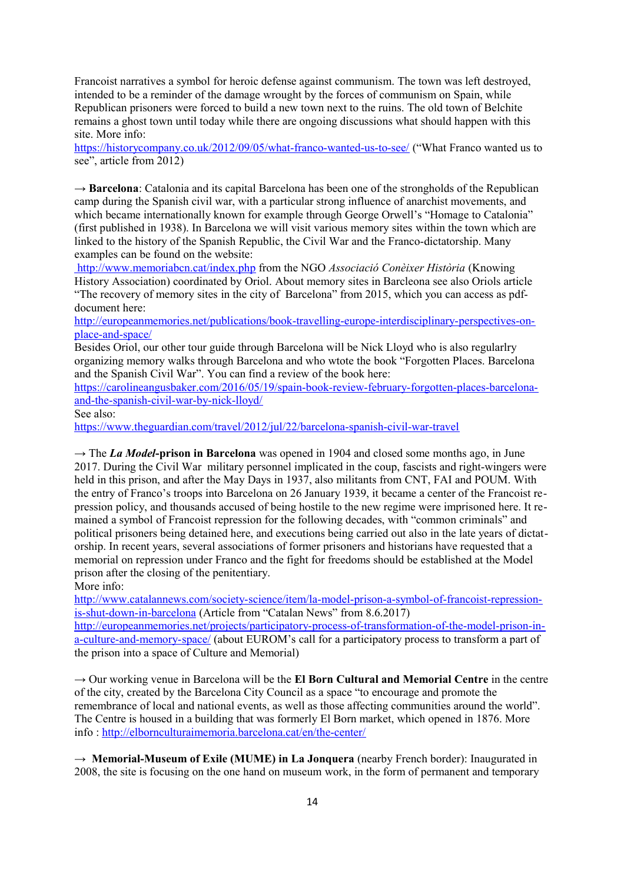Francoist narratives a symbol for heroic defense against communism. The town was left destroyed, intended to be a reminder of the damage wrought by the forces of communism on Spain, while Republican prisoners were forced to build a new town next to the ruins. The old town of Belchite remains a ghost town until today while there are ongoing discussions what should happen with this site. More info:
https://historycompany.co.uk/2012/09/05/what-franco-wanted-us-to-see/ ("What Franco wanted us to see", article from 2012)

→ **Barcelona**: Catalonia and its capital Barcelona has been one of the strongholds of the Republican camp during the Spanish civil war, with a particular strong influence of anarchist movements, and which became internationally known for example through George Orwell's "Homage to Catalonia" (first published in 1938). In Barcelona we will visit various memory sites within the town which are linked to the history of the Spanish Republic, the Civil War and the Franco-dictatorship. Many examples can be found on the website:
http://www.memoriabcn.cat/index.php from the NGO *Associació Conèixer Història* (Knowing History Association) coordinated by Oriol. About memory sites in Barcleona see also Oriols article "The recovery of memory sites in the city of Barcelona" from 2015, which you can access as pdf-document here:
http://europeanmemories.net/publications/book-travelling-europe-interdisciplinary-perspectives-on-place-and-space/
Besides Oriol, our other tour guide through Barcelona will be Nick Lloyd who is also regularlry organizing memory walks through Barcelona and who wtote the book "Forgotten Places. Barcelona and the Spanish Civil War". You can find a review of the book here:
https://carolineangusbaker.com/2016/05/19/spain-book-review-february-forgotten-places-barcelona-and-the-spanish-civil-war-by-nick-lloyd/
See also:
https://www.theguardian.com/travel/2012/jul/22/barcelona-spanish-civil-war-travel

→ The ***La Model*-prison in Barcelona** was opened in 1904 and closed some months ago, in June 2017. During the Civil War military personnel implicated in the coup, fascists and right-wingers were held in this prison, and after the May Days in 1937, also militants from CNT, FAI and POUM. With the entry of Franco's troops into Barcelona on 26 January 1939, it became a center of the Francoist repression policy, and thousands accused of being hostile to the new regime were imprisoned here. It remained a symbol of Francoist repression for the following decades, with "common criminals" and political prisoners being detained here, and executions being carried out also in the late years of dictatorship. In recent years, several associations of former prisoners and historians have requested that a memorial on repression under Franco and the fight for freedoms should be established at the Model prison after the closing of the penitentiary.
More info:
http://www.catalannews.com/society-science/item/la-model-prison-a-symbol-of-francoist-repression-is-shut-down-in-barcelona (Article from "Catalan News" from 8.6.2017)
http://europeanmemories.net/projects/participatory-process-of-transformation-of-the-model-prison-in-a-culture-and-memory-space/ (about EUROM's call for a participatory process to transform a part of the prison into a space of Culture and Memorial)

→ Our working venue in Barcelona will be the **El Born Cultural and Memorial Centre** in the centre of the city, created by the Barcelona City Council as a space "to encourage and promote the remembrance of local and national events, as well as those affecting communities around the world". The Centre is housed in a building that was formerly El Born market, which opened in 1876. More info : http://elbornculturaimemoria.barcelona.cat/en/the-center/

→ **Memorial-Museum of Exile (MUME) in La Jonquera** (nearby French border): Inaugurated in 2008, the site is focusing on the one hand on museum work, in the form of permanent and temporary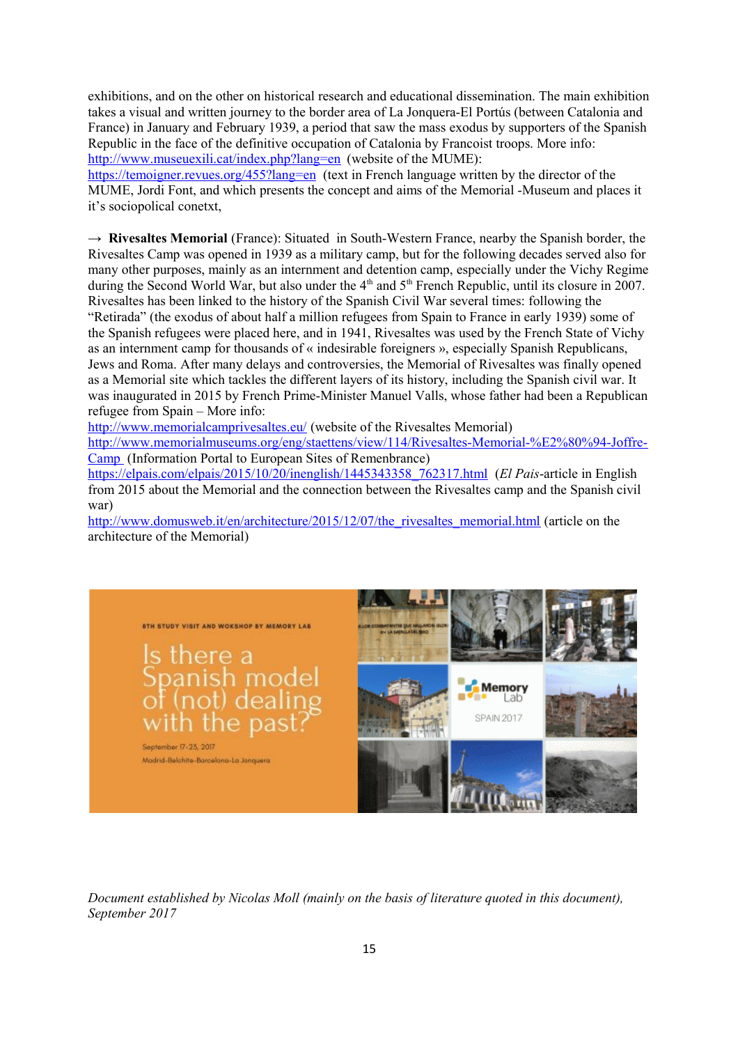exhibitions, and on the other on historical research and educational dissemination. The main exhibition takes a visual and written journey to the border area of La Jonquera-El Portús (between Catalonia and France) in January and February 1939, a period that saw the mass exodus by supporters of the Spanish Republic in the face of the definitive occupation of Catalonia by Francoist troops. More info: http://www.museuexili.cat/index.php?lang=en (website of the MUME): https://temoigner.revues.org/455?lang=en (text in French language written by the director of the MUME, Jordi Font, and which presents the concept and aims of the Memorial -Museum and places it it's sociopolical conetxt,

→ **Rivesaltes Memorial** (France): Situated in South-Western France, nearby the Spanish border, the Rivesaltes Camp was opened in 1939 as a military camp, but for the following decades served also for many other purposes, mainly as an internment and detention camp, especially under the Vichy Regime during the Second World War, but also under the 4th and 5th French Republic, until its closure in 2007. Rivesaltes has been linked to the history of the Spanish Civil War several times: following the "Retirada" (the exodus of about half a million refugees from Spain to France in early 1939) some of the Spanish refugees were placed here, and in 1941, Rivesaltes was used by the French State of Vichy as an internment camp for thousands of « indesirable foreigners », especially Spanish Republicans, Jews and Roma. After many delays and controversies, the Memorial of Rivesaltes was finally opened as a Memorial site which tackles the different layers of its history, including the Spanish civil war. It was inaugurated in 2015 by French Prime-Minister Manuel Valls, whose father had been a Republican refugee from Spain – More info:
http://www.memorialcamprivesaltes.eu/ (website of the Rivesaltes Memorial)
http://www.memorialmuseums.org/eng/staettens/view/114/Rivesaltes-Memorial-%E2%80%94-Joffre-Camp (Information Portal to European Sites of Remenbrance)
https://elpais.com/elpais/2015/10/20/inenglish/1445343358_762317.html (*El Pais*-article in English from 2015 about the Memorial and the connection between the Rivesaltes camp and the Spanish civil war)
http://www.domusweb.it/en/architecture/2015/12/07/the_rivesaltes_memorial.html (article on the architecture of the Memorial)

8TH STUDY VISIT AND WORKSHOP BY MEMORY LAB

Is there a Spanish model of (not) dealing with the past?

September 17-23, 2017

Madrid-Belchite-Barcelona-La Jonquera

Memory Lab

SPAIN 2017

*Document established by Nicolas Moll (mainly on the basis of literature quoted in this document), September 2017*